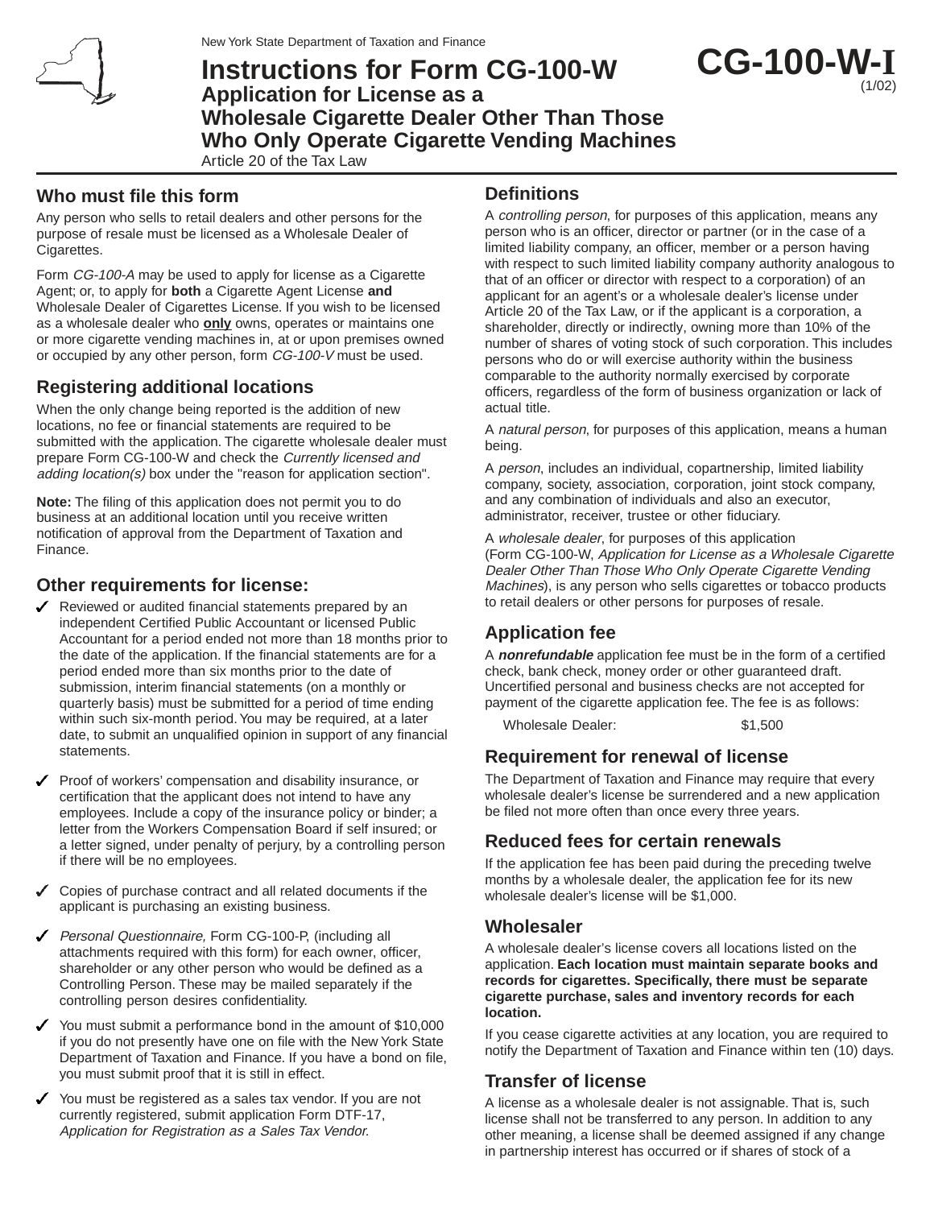New York State Department of Taxation and Finance

# Instructions for Form CG-100-W

## Application for License as a Wholesale Cigarette Dealer Other Than Those Who Only Operate Cigarette Vending Machines

Article 20 of the Tax Law

**CG-100-W-I** (1/02)

## Who must file this form

Any person who sells to retail dealers and other persons for the purpose of resale must be licensed as a Wholesale Dealer of Cigarettes.

Form *CG-100-A* may be used to apply for license as a Cigarette Agent; or, to apply for **both** a Cigarette Agent License **and** Wholesale Dealer of Cigarettes License. If you wish to be licensed as a wholesale dealer who **only** owns, operates or maintains one or more cigarette vending machines in, at or upon premises owned or occupied by any other person, form *CG-100-V* must be used.

## Registering additional locations

When the only change being reported is the addition of new locations, no fee or financial statements are required to be submitted with the application. The cigarette wholesale dealer must prepare Form CG-100-W and check the *Currently licensed and adding location(s)* box under the "reason for application section".

**Note:** The filing of this application does not permit you to do business at an additional location until you receive written notification of approval from the Department of Taxation and Finance.

## Other requirements for license:

- ✓ Reviewed or audited financial statements prepared by an independent Certified Public Accountant or licensed Public Accountant for a period ended not more than 18 months prior to the date of the application. If the financial statements are for a period ended more than six months prior to the date of submission, interim financial statements (on a monthly or quarterly basis) must be submitted for a period of time ending within such six-month period. You may be required, at a later date, to submit an unqualified opinion in support of any financial statements.
- ✓ Proof of workers' compensation and disability insurance, or certification that the applicant does not intend to have any employees. Include a copy of the insurance policy or binder; a letter from the Workers Compensation Board if self insured; or a letter signed, under penalty of perjury, by a controlling person if there will be no employees.
- ✓ Copies of purchase contract and all related documents if the applicant is purchasing an existing business.
- ✓ *Personal Questionnaire,* Form CG-100-P, (including all attachments required with this form) for each owner, officer, shareholder or any other person who would be defined as a Controlling Person. These may be mailed separately if the controlling person desires confidentiality.
- ✓ You must submit a performance bond in the amount of $10,000 if you do not presently have one on file with the New York State Department of Taxation and Finance. If you have a bond on file, you must submit proof that it is still in effect.
- ✓ You must be registered as a sales tax vendor. If you are not currently registered, submit application Form DTF-17, *Application for Registration as a Sales Tax Vendor.*

## Definitions

A *controlling person*, for purposes of this application, means any person who is an officer, director or partner (or in the case of a limited liability company, an officer, member or a person having with respect to such limited liability company authority analogous to that of an officer or director with respect to a corporation) of an applicant for an agent's or a wholesale dealer's license under Article 20 of the Tax Law, or if the applicant is a corporation, a shareholder, directly or indirectly, owning more than 10% of the number of shares of voting stock of such corporation. This includes persons who do or will exercise authority within the business comparable to the authority normally exercised by corporate officers, regardless of the form of business organization or lack of actual title.

A *natural person*, for purposes of this application, means a human being.

A *person*, includes an individual, copartnership, limited liability company, society, association, corporation, joint stock company, and any combination of individuals and also an executor, administrator, receiver, trustee or other fiduciary.

A *wholesale dealer*, for purposes of this application (Form CG-100-W, *Application for License as a Wholesale Cigarette Dealer Other Than Those Who Only Operate Cigarette Vending Machines*), is any person who sells cigarettes or tobacco products to retail dealers or other persons for purposes of resale.

## Application fee

A ***nonrefundable*** application fee must be in the form of a certified check, bank check, money order or other guaranteed draft. Uncertified personal and business checks are not accepted for payment of the cigarette application fee. The fee is as follows:

| | |
|---|---|
| Wholesale Dealer: | $1,500 |

## Requirement for renewal of license

The Department of Taxation and Finance may require that every wholesale dealer's license be surrendered and a new application be filed not more often than once every three years.

## Reduced fees for certain renewals

If the application fee has been paid during the preceding twelve months by a wholesale dealer, the application fee for its new wholesale dealer's license will be $1,000.

## Wholesaler

A wholesale dealer's license covers all locations listed on the application. **Each location must maintain separate books and records for cigarettes. Specifically, there must be separate cigarette purchase, sales and inventory records for each location.**

If you cease cigarette activities at any location, you are required to notify the Department of Taxation and Finance within ten (10) days.

## Transfer of license

A license as a wholesale dealer is not assignable. That is, such license shall not be transferred to any person. In addition to any other meaning, a license shall be deemed assigned if any change in partnership interest has occurred or if shares of stock of a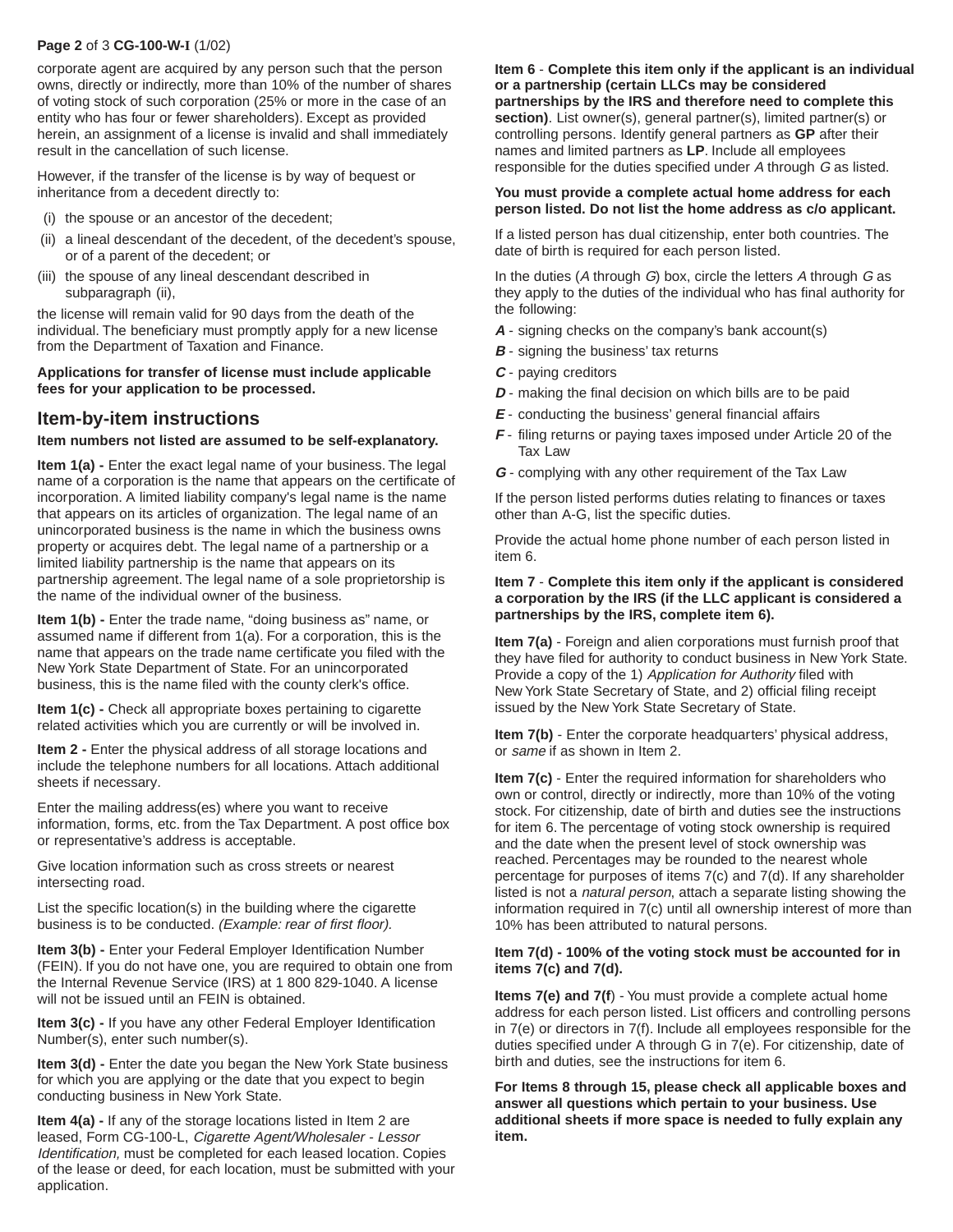corporate agent are acquired by any person such that the person owns, directly or indirectly, more than 10% of the number of shares of voting stock of such corporation (25% or more in the case of an entity who has four or fewer shareholders). Except as provided herein, an assignment of a license is invalid and shall immediately result in the cancellation of such license.

However, if the transfer of the license is by way of bequest or inheritance from a decedent directly to:

(i) the spouse or an ancestor of the decedent;
(ii) a lineal descendant of the decedent, of the decedent's spouse, or of a parent of the decedent; or
(iii) the spouse of any lineal descendant described in subparagraph (ii),

the license will remain valid for 90 days from the death of the individual. The beneficiary must promptly apply for a new license from the Department of Taxation and Finance.

**Applications for transfer of license must include applicable fees for your application to be processed.**

## Item-by-item instructions

**Item numbers not listed are assumed to be self-explanatory.**

**Item 1(a) -** Enter the exact legal name of your business. The legal name of a corporation is the name that appears on the certificate of incorporation. A limited liability company's legal name is the name that appears on its articles of organization. The legal name of an unincorporated business is the name in which the business owns property or acquires debt. The legal name of a partnership or a limited liability partnership is the name that appears on its partnership agreement. The legal name of a sole proprietorship is the name of the individual owner of the business.

**Item 1(b) -** Enter the trade name, "doing business as" name, or assumed name if different from 1(a). For a corporation, this is the name that appears on the trade name certificate you filed with the New York State Department of State. For an unincorporated business, this is the name filed with the county clerk's office.

**Item 1(c) -** Check all appropriate boxes pertaining to cigarette related activities which you are currently or will be involved in.

**Item 2 -** Enter the physical address of all storage locations and include the telephone numbers for all locations. Attach additional sheets if necessary.

Enter the mailing address(es) where you want to receive information, forms, etc. from the Tax Department. A post office box or representative's address is acceptable.

Give location information such as cross streets or nearest intersecting road.

List the specific location(s) in the building where the cigarette business is to be conducted. *(Example: rear of first floor).*

**Item 3(b) -** Enter your Federal Employer Identification Number (FEIN). If you do not have one, you are required to obtain one from the Internal Revenue Service (IRS) at 1 800 829-1040. A license will not be issued until an FEIN is obtained.

**Item 3(c) -** If you have any other Federal Employer Identification Number(s), enter such number(s).

**Item 3(d) -** Enter the date you began the New York State business for which you are applying or the date that you expect to begin conducting business in New York State.

**Item 4(a) -** If any of the storage locations listed in Item 2 are leased, Form CG-100-L, *Cigarette Agent/Wholesaler - Lessor Identification,* must be completed for each leased location. Copies of the lease or deed, for each location, must be submitted with your application.

**Item 6** - **Complete this item only if the applicant is an individual or a partnership (certain LLCs may be considered partnerships by the IRS and therefore need to complete this section)**. List owner(s), general partner(s), limited partner(s) or controlling persons. Identify general partners as **GP** after their names and limited partners as **LP**. Include all employees responsible for the duties specified under *A* through *G* as listed.

**You must provide a complete actual home address for each person listed. Do not list the home address as c/o applicant.**

If a listed person has dual citizenship, enter both countries. The date of birth is required for each person listed.

In the duties (*A* through *G*) box, circle the letters *A* through *G* as they apply to the duties of the individual who has final authority for the following:

***A*** - signing checks on the company's bank account(s)
***B*** - signing the business' tax returns
***C*** - paying creditors
***D*** - making the final decision on which bills are to be paid
***E*** - conducting the business' general financial affairs
***F*** - filing returns or paying taxes imposed under Article 20 of the Tax Law
***G*** - complying with any other requirement of the Tax Law

If the person listed performs duties relating to finances or taxes other than A-G, list the specific duties.

Provide the actual home phone number of each person listed in item 6.

**Item 7** - **Complete this item only if the applicant is considered a corporation by the IRS (if the LLC applicant is considered a partnerships by the IRS, complete item 6).**

**Item 7(a)** - Foreign and alien corporations must furnish proof that they have filed for authority to conduct business in New York State. Provide a copy of the 1) *Application for Authority* filed with New York State Secretary of State, and 2) official filing receipt issued by the New York State Secretary of State.

**Item 7(b)** - Enter the corporate headquarters' physical address, or *same* if as shown in Item 2.

**Item 7(c)** - Enter the required information for shareholders who own or control, directly or indirectly, more than 10% of the voting stock. For citizenship, date of birth and duties see the instructions for item 6. The percentage of voting stock ownership is required and the date when the present level of stock ownership was reached. Percentages may be rounded to the nearest whole percentage for purposes of items 7(c) and 7(d). If any shareholder listed is not a *natural person*, attach a separate listing showing the information required in 7(c) until all ownership interest of more than 10% has been attributed to natural persons.

**Item 7(d) - 100% of the voting stock must be accounted for in items 7(c) and 7(d).**

**Items 7(e) and 7(f**) - You must provide a complete actual home address for each person listed. List officers and controlling persons in 7(e) or directors in 7(f). Include all employees responsible for the duties specified under A through G in 7(e). For citizenship, date of birth and duties, see the instructions for item 6.

**For Items 8 through 15, please check all applicable boxes and answer all questions which pertain to your business. Use additional sheets if more space is needed to fully explain any item.**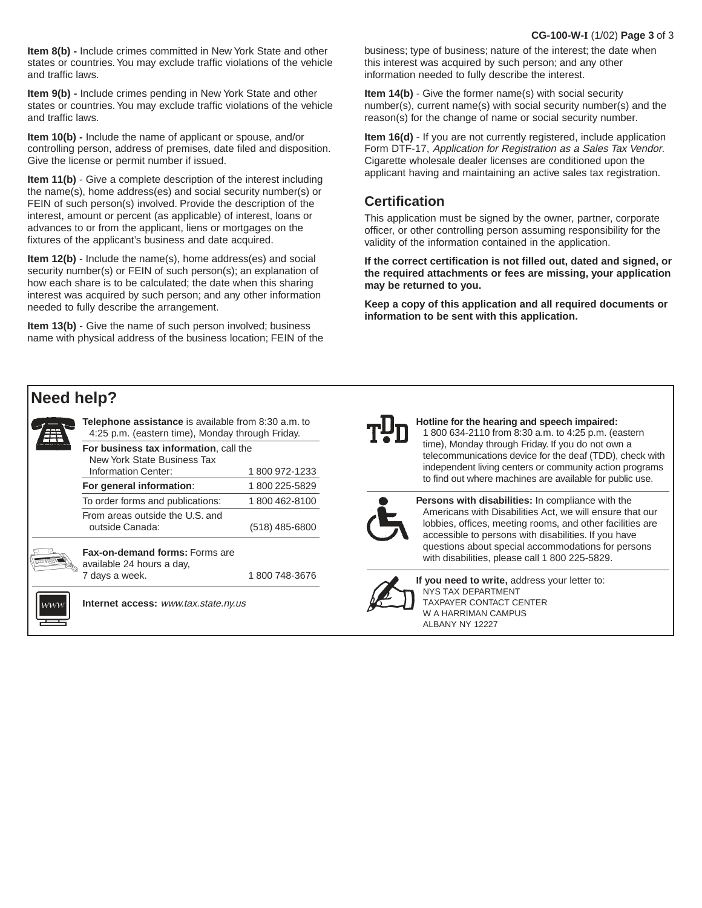**Item 8(b) -** Include crimes committed in New York State and other states or countries. You may exclude traffic violations of the vehicle and traffic laws.

**Item 9(b) -** Include crimes pending in New York State and other states or countries. You may exclude traffic violations of the vehicle and traffic laws.

**Item 10(b) -** Include the name of applicant or spouse, and/or controlling person, address of premises, date filed and disposition. Give the license or permit number if issued.

**Item 11(b)** - Give a complete description of the interest including the name(s), home address(es) and social security number(s) or FEIN of such person(s) involved. Provide the description of the interest, amount or percent (as applicable) of interest, loans or advances to or from the applicant, liens or mortgages on the fixtures of the applicant's business and date acquired.

**Item 12(b)** - Include the name(s), home address(es) and social security number(s) or FEIN of such person(s); an explanation of how each share is to be calculated; the date when this sharing interest was acquired by such person; and any other information needed to fully describe the arrangement.

**Item 13(b)** - Give the name of such person involved; business name with physical address of the business location; FEIN of the business; type of business; nature of the interest; the date when this interest was acquired by such person; and any other information needed to fully describe the interest.

**Item 14(b)** - Give the former name(s) with social security number(s), current name(s) with social security number(s) and the reason(s) for the change of name or social security number.

**Item 16(d)** - If you are not currently registered, include application Form DTF-17, *Application for Registration as a Sales Tax Vendor.* Cigarette wholesale dealer licenses are conditioned upon the applicant having and maintaining an active sales tax registration.

## Certification

This application must be signed by the owner, partner, corporate officer, or other controlling person assuming responsibility for the validity of the information contained in the application.

**If the correct certification is not filled out, dated and signed, or the required attachments or fees are missing, your application may be returned to you.**

**Keep a copy of this application and all required documents or information to be sent with this application.**

## Need help?

**Telephone assistance** is available from 8:30 a.m. to 4:25 p.m. (eastern time), Monday through Friday.

| | |
|---|---|
| **For business tax information**, call the New York State Business Tax Information Center: | 1 800 972-1233 |
| **For general information**: | 1 800 225-5829 |
| To order forms and publications: | 1 800 462-8100 |
| From areas outside the U.S. and outside Canada: | (518) 485-6800 |

**Fax-on-demand forms:** Forms are available 24 hours a day, 7 days a week. 1 800 748-3676

**Internet access:** *www.tax.state.ny.us*

**Hotline for the hearing and speech impaired:** 1 800 634-2110 from 8:30 a.m. to 4:25 p.m. (eastern time), Monday through Friday. If you do not own a telecommunications device for the deaf (TDD), check with independent living centers or community action programs to find out where machines are available for public use.

**Persons with disabilities:** In compliance with the Americans with Disabilities Act, we will ensure that our lobbies, offices, meeting rooms, and other facilities are accessible to persons with disabilities. If you have questions about special accommodations for persons with disabilities, please call 1 800 225-5829.

**If you need to write,** address your letter to:
NYS TAX DEPARTMENT
TAXPAYER CONTACT CENTER
W A HARRIMAN CAMPUS
ALBANY NY 12227